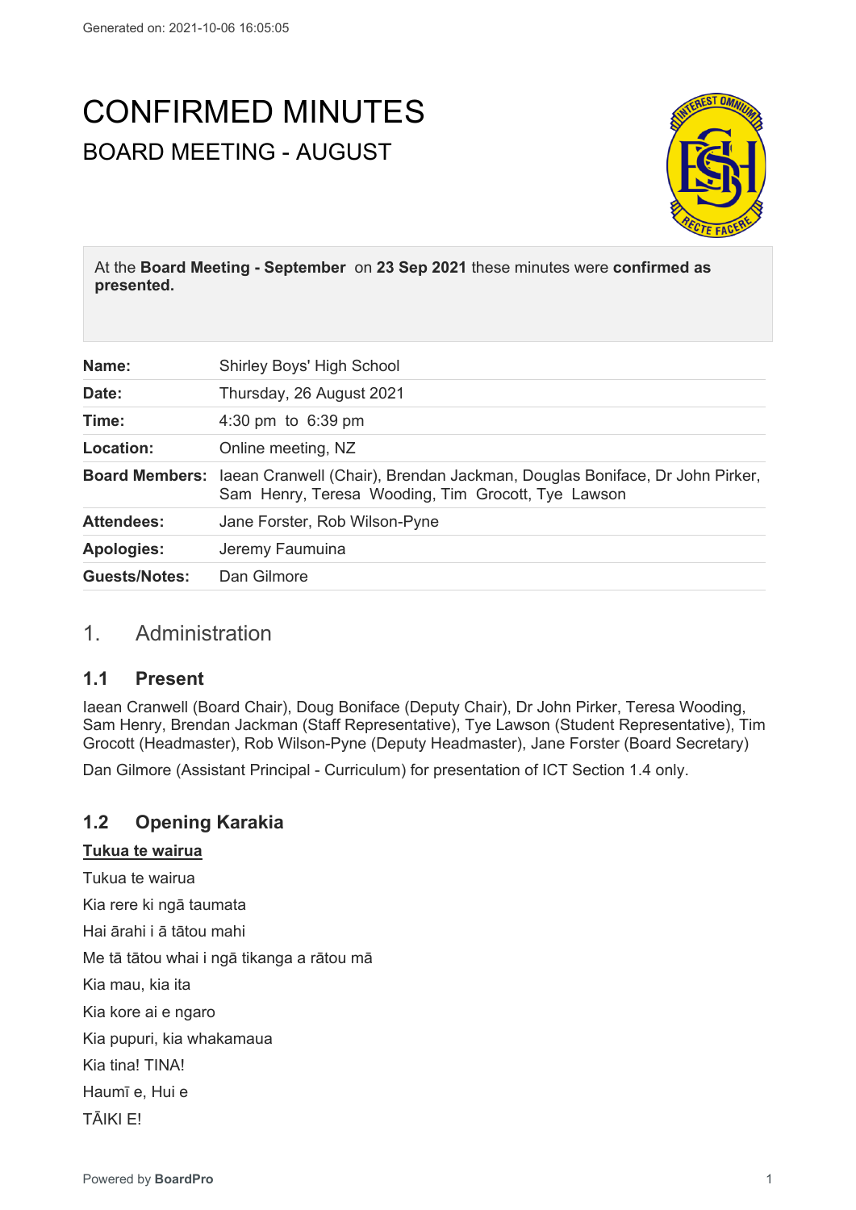Generated on: 2021-10-06 16:05:05

# CONFIRMED MINUTES

## BOARD MEETING - AUGUST

At the **Board Meeting - September** on **23 Sep 2021** these minutes were **confirmed as presented.**

| | |
|---|---|
| **Name:** | Shirley Boys' High School |
| **Date:** | Thursday, 26 August 2021 |
| **Time:** | 4:30 pm to 6:39 pm |
| **Location:** | Online meeting, NZ |
| **Board Members:** | Iaean Cranwell (Chair), Brendan Jackman, Douglas Boniface, Dr John Pirker, Sam Henry, Teresa Wooding, Tim Grocott, Tye Lawson |
| **Attendees:** | Jane Forster, Rob Wilson-Pyne |
| **Apologies:** | Jeremy Faumuina |
| **Guests/Notes:** | Dan Gilmore |

## 1. Administration

### 1.1 Present

Iaean Cranwell (Board Chair), Doug Boniface (Deputy Chair), Dr John Pirker, Teresa Wooding, Sam Henry, Brendan Jackman (Staff Representative), Tye Lawson (Student Representative), Tim Grocott (Headmaster), Rob Wilson-Pyne (Deputy Headmaster), Jane Forster (Board Secretary)

Dan Gilmore (Assistant Principal - Curriculum) for presentation of ICT Section 1.4 only.

### 1.2 Opening Karakia

**Tukua te wairua**

Tukua te wairua

Kia rere ki ngā taumata

Hai ārahi i ā tātou mahi

Me tā tātou whai i ngā tikanga a rātou mā

Kia mau, kia ita

Kia kore ai e ngaro

Kia pupuri, kia whakamaua

Kia tina! TINA!

Haumī e, Hui e

TĀIKI E!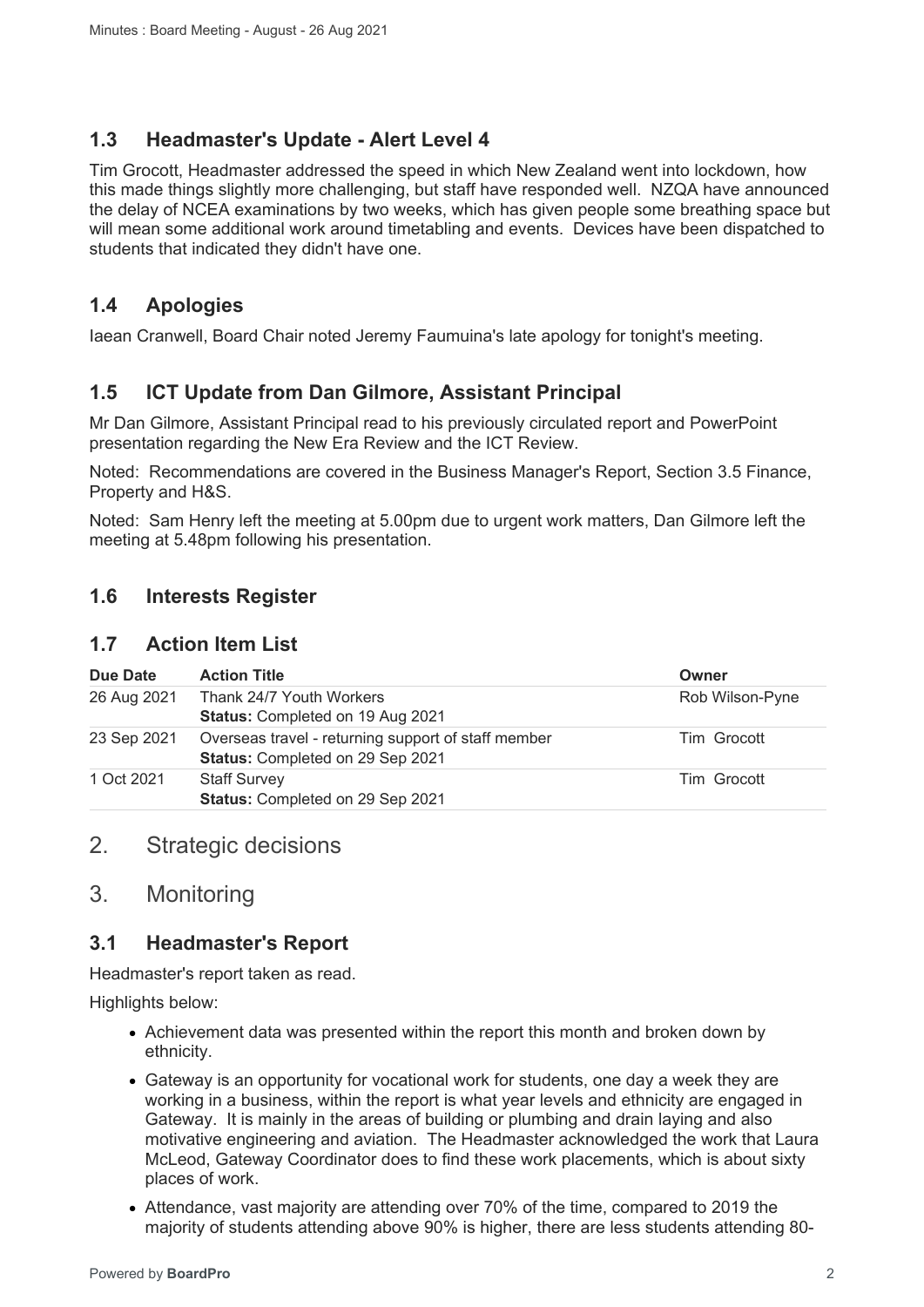## 1.3 Headmaster's Update - Alert Level 4

Tim Grocott, Headmaster addressed the speed in which New Zealand went into lockdown, how this made things slightly more challenging, but staff have responded well. NZQA have announced the delay of NCEA examinations by two weeks, which has given people some breathing space but will mean some additional work around timetabling and events. Devices have been dispatched to students that indicated they didn't have one.

## 1.4 Apologies

Iaean Cranwell, Board Chair noted Jeremy Faumuina's late apology for tonight's meeting.

## 1.5 ICT Update from Dan Gilmore, Assistant Principal

Mr Dan Gilmore, Assistant Principal read to his previously circulated report and PowerPoint presentation regarding the New Era Review and the ICT Review.

Noted: Recommendations are covered in the Business Manager's Report, Section 3.5 Finance, Property and H&S.

Noted: Sam Henry left the meeting at 5.00pm due to urgent work matters, Dan Gilmore left the meeting at 5.48pm following his presentation.

## 1.6 Interests Register

## 1.7 Action Item List

| Due Date | Action Title | Owner |
|---|---|---|
| 26 Aug 2021 | Thank 24/7 Youth Workers<br>**Status:** Completed on 19 Aug 2021 | Rob Wilson-Pyne |
| 23 Sep 2021 | Overseas travel - returning support of staff member<br>**Status:** Completed on 29 Sep 2021 | Tim Grocott |
| 1 Oct 2021 | Staff Survey<br>**Status:** Completed on 29 Sep 2021 | Tim Grocott |

# 2. Strategic decisions

# 3. Monitoring

## 3.1 Headmaster's Report

Headmaster's report taken as read.

Highlights below:

- Achievement data was presented within the report this month and broken down by ethnicity.
- Gateway is an opportunity for vocational work for students, one day a week they are working in a business, within the report is what year levels and ethnicity are engaged in Gateway. It is mainly in the areas of building or plumbing and drain laying and also motivative engineering and aviation. The Headmaster acknowledged the work that Laura McLeod, Gateway Coordinator does to find these work placements, which is about sixty places of work.
- Attendance, vast majority are attending over 70% of the time, compared to 2019 the majority of students attending above 90% is higher, there are less students attending 80-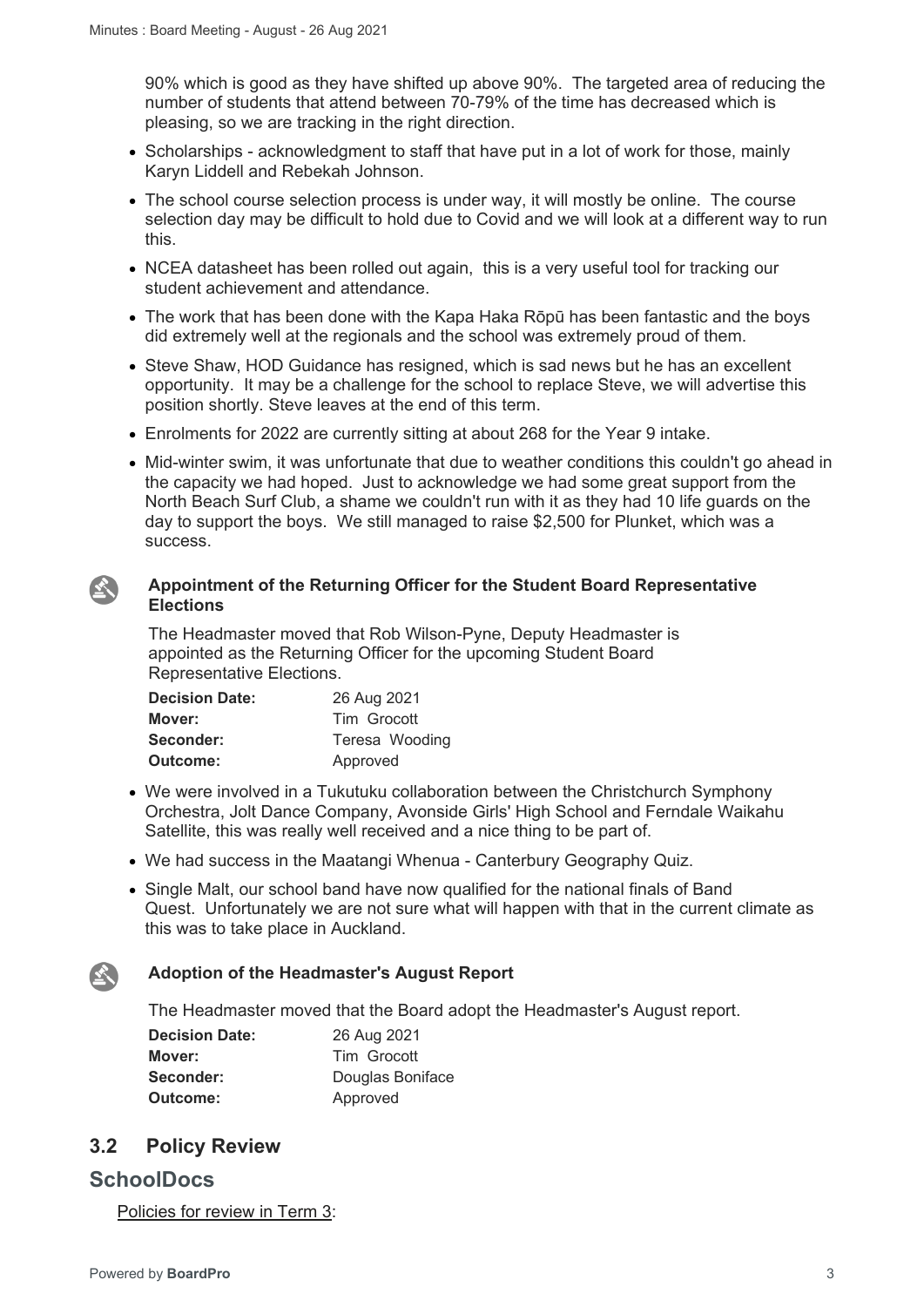90% which is good as they have shifted up above 90%. The targeted area of reducing the number of students that attend between 70-79% of the time has decreased which is pleasing, so we are tracking in the right direction.

- Scholarships - acknowledgment to staff that have put in a lot of work for those, mainly Karyn Liddell and Rebekah Johnson.
- The school course selection process is under way, it will mostly be online. The course selection day may be difficult to hold due to Covid and we will look at a different way to run this.
- NCEA datasheet has been rolled out again, this is a very useful tool for tracking our student achievement and attendance.
- The work that has been done with the Kapa Haka Rōpū has been fantastic and the boys did extremely well at the regionals and the school was extremely proud of them.
- Steve Shaw, HOD Guidance has resigned, which is sad news but he has an excellent opportunity. It may be a challenge for the school to replace Steve, we will advertise this position shortly. Steve leaves at the end of this term.
- Enrolments for 2022 are currently sitting at about 268 for the Year 9 intake.
- Mid-winter swim, it was unfortunate that due to weather conditions this couldn't go ahead in the capacity we had hoped. Just to acknowledge we had some great support from the North Beach Surf Club, a shame we couldn't run with it as they had 10 life guards on the day to support the boys. We still managed to raise $2,500 for Plunket, which was a success.

**Appointment of the Returning Officer for the Student Board Representative Elections**

The Headmaster moved that Rob Wilson-Pyne, Deputy Headmaster is appointed as the Returning Officer for the upcoming Student Board Representative Elections.

| | |
|---|---|
| **Decision Date:** | 26 Aug 2021 |
| **Mover:** | Tim Grocott |
| **Seconder:** | Teresa Wooding |
| **Outcome:** | Approved |

- We were involved in a Tukutuku collaboration between the Christchurch Symphony Orchestra, Jolt Dance Company, Avonside Girls' High School and Ferndale Waikahu Satellite, this was really well received and a nice thing to be part of.
- We had success in the Maatangi Whenua - Canterbury Geography Quiz.
- Single Malt, our school band have now qualified for the national finals of Band Quest. Unfortunately we are not sure what will happen with that in the current climate as this was to take place in Auckland.

**Adoption of the Headmaster's August Report**

The Headmaster moved that the Board adopt the Headmaster's August report.

| | |
|---|---|
| **Decision Date:** | 26 Aug 2021 |
| **Mover:** | Tim Grocott |
| **Seconder:** | Douglas Boniface |
| **Outcome:** | Approved |

## 3.2 Policy Review

## SchoolDocs

Policies for review in Term 3: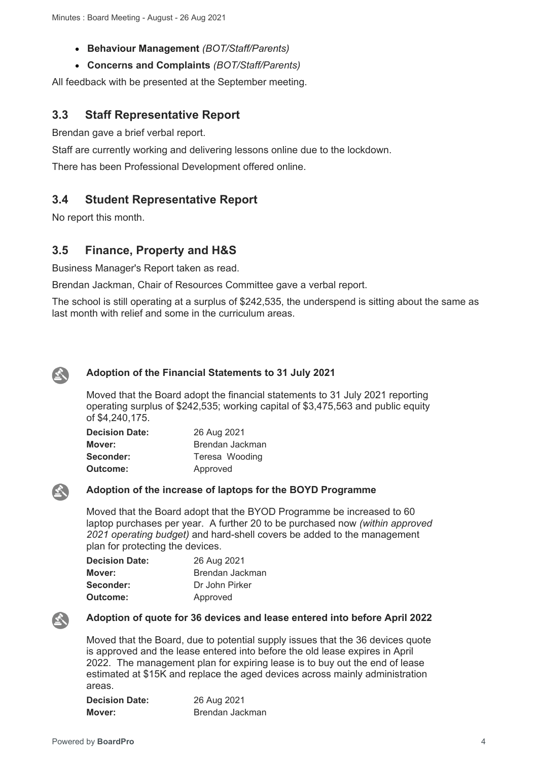- **Behaviour Management** *(BOT/Staff/Parents)*
- **Concerns and Complaints** *(BOT/Staff/Parents)*

All feedback with be presented at the September meeting.

## 3.3 Staff Representative Report

Brendan gave a brief verbal report.

Staff are currently working and delivering lessons online due to the lockdown.

There has been Professional Development offered online.

## 3.4 Student Representative Report

No report this month.

## 3.5 Finance, Property and H&S

Business Manager's Report taken as read.

Brendan Jackman, Chair of Resources Committee gave a verbal report.

The school is still operating at a surplus of $242,535, the underspend is sitting about the same as last month with relief and some in the curriculum areas.

### Adoption of the Financial Statements to 31 July 2021

Moved that the Board adopt the financial statements to 31 July 2021 reporting operating surplus of $242,535; working capital of $3,475,563 and public equity of $4,240,175.

**Decision Date:** 26 Aug 2021
**Mover:** Brendan Jackman
**Seconder:** Teresa Wooding
**Outcome:** Approved

### Adoption of the increase of laptops for the BOYD Programme

Moved that the Board adopt that the BYOD Programme be increased to 60 laptop purchases per year. A further 20 to be purchased now *(within approved 2021 operating budget)* and hard-shell covers be added to the management plan for protecting the devices.

**Decision Date:** 26 Aug 2021
**Mover:** Brendan Jackman
**Seconder:** Dr John Pirker
**Outcome:** Approved

### Adoption of quote for 36 devices and lease entered into before April 2022

Moved that the Board, due to potential supply issues that the 36 devices quote is approved and the lease entered into before the old lease expires in April 2022. The management plan for expiring lease is to buy out the end of lease estimated at $15K and replace the aged devices across mainly administration areas.

**Decision Date:** 26 Aug 2021
**Mover:** Brendan Jackman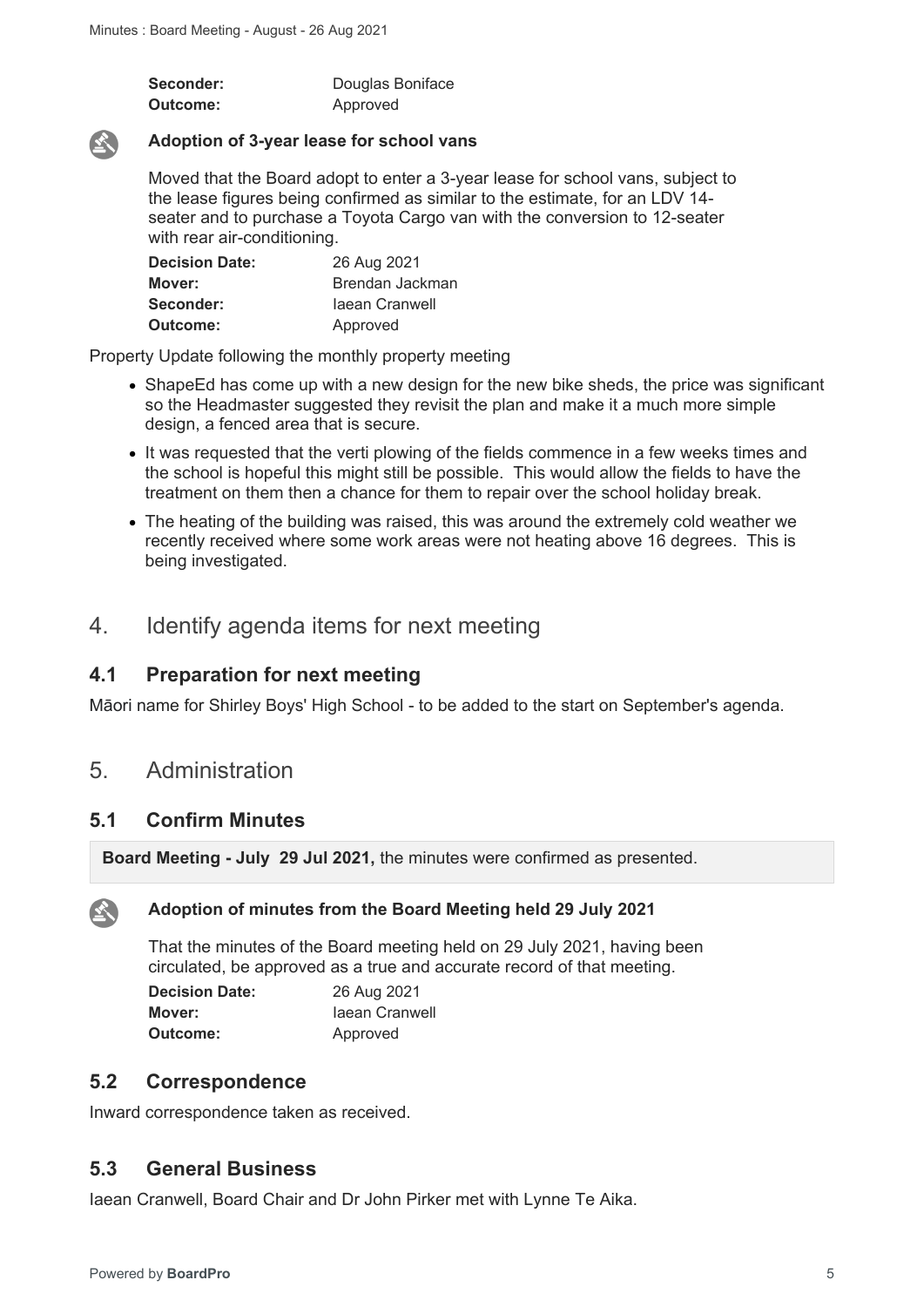| | |
|---|---|
| **Seconder:** | Douglas Boniface |
| **Outcome:** | Approved |

**Adoption of 3-year lease for school vans**

Moved that the Board adopt to enter a 3-year lease for school vans, subject to the lease figures being confirmed as similar to the estimate, for an LDV 14-seater and to purchase a Toyota Cargo van with the conversion to 12-seater with rear air-conditioning.

| | |
|---|---|
| **Decision Date:** | 26 Aug 2021 |
| **Mover:** | Brendan Jackman |
| **Seconder:** | Iaean Cranwell |
| **Outcome:** | Approved |

Property Update following the monthly property meeting

- ShapeEd has come up with a new design for the new bike sheds, the price was significant so the Headmaster suggested they revisit the plan and make it a much more simple design, a fenced area that is secure.
- It was requested that the verti plowing of the fields commence in a few weeks times and the school is hopeful this might still be possible. This would allow the fields to have the treatment on them then a chance for them to repair over the school holiday break.
- The heating of the building was raised, this was around the extremely cold weather we recently received where some work areas were not heating above 16 degrees. This is being investigated.

# 4. Identify agenda items for next meeting

## 4.1 Preparation for next meeting

Māori name for Shirley Boys' High School - to be added to the start on September's agenda.

# 5. Administration

## 5.1 Confirm Minutes

**Board Meeting - July 29 Jul 2021,** the minutes were confirmed as presented.

**Adoption of minutes from the Board Meeting held 29 July 2021**

That the minutes of the Board meeting held on 29 July 2021, having been circulated, be approved as a true and accurate record of that meeting.

| | |
|---|---|
| **Decision Date:** | 26 Aug 2021 |
| **Mover:** | Iaean Cranwell |
| **Outcome:** | Approved |

## 5.2 Correspondence

Inward correspondence taken as received.

## 5.3 General Business

Iaean Cranwell, Board Chair and Dr John Pirker met with Lynne Te Aika.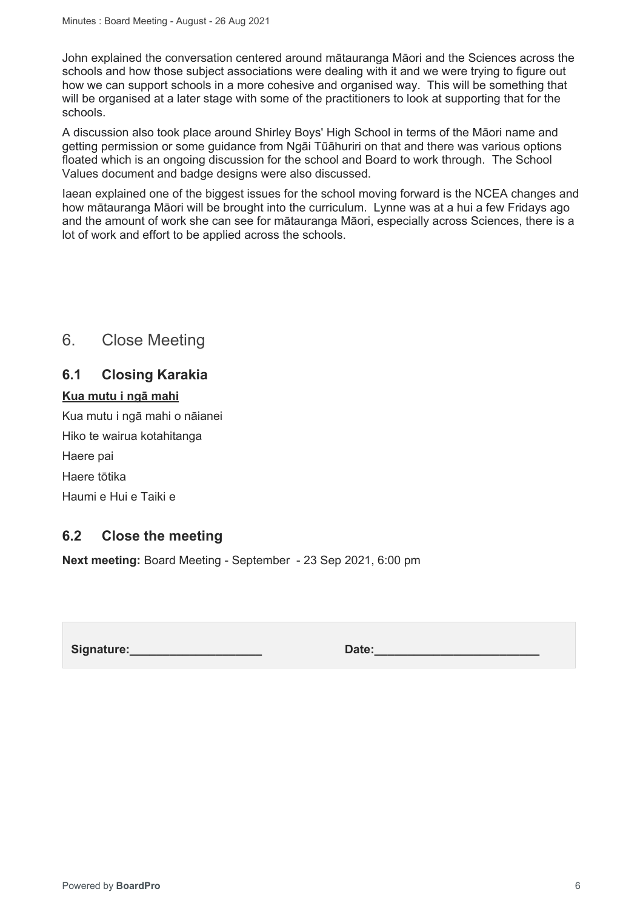John explained the conversation centered around mātauranga Māori and the Sciences across the schools and how those subject associations were dealing with it and we were trying to figure out how we can support schools in a more cohesive and organised way. This will be something that will be organised at a later stage with some of the practitioners to look at supporting that for the schools.

A discussion also took place around Shirley Boys' High School in terms of the Māori name and getting permission or some guidance from Ngāi Tūāhuriri on that and there was various options floated which is an ongoing discussion for the school and Board to work through. The School Values document and badge designs were also discussed.

Iaean explained one of the biggest issues for the school moving forward is the NCEA changes and how mātauranga Māori will be brought into the curriculum. Lynne was at a hui a few Fridays ago and the amount of work she can see for mātauranga Māori, especially across Sciences, there is a lot of work and effort to be applied across the schools.

# 6. Close Meeting

## 6.1 Closing Karakia

**Kua mutu i ngā mahi**

Kua mutu i ngā mahi o nāianei

Hiko te wairua kotahitanga

Haere pai

Haere tōtika

Haumi e Hui e Taiki e

## 6.2 Close the meeting

**Next meeting:** Board Meeting - September - 23 Sep 2021, 6:00 pm

**Signature:**____________________ **Date:**________________________